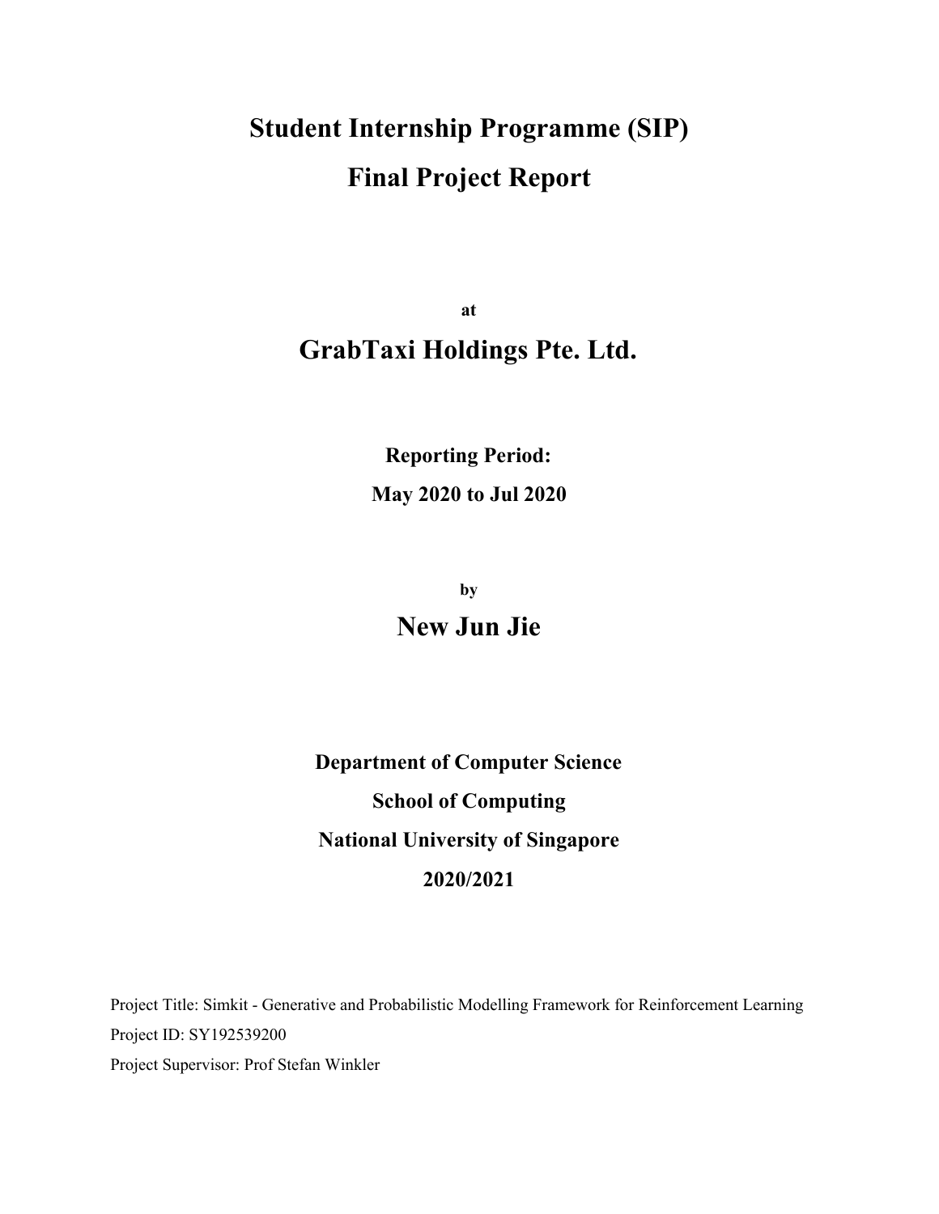# Student Internship Programme (SIP)

# Final Project Report

**at**

## GrabTaxi Holdings Pte. Ltd.

**Reporting Period:**

**May 2020 to Jul 2020**

**by**

## New Jun Jie

**Department of Computer Science**

**School of Computing**

**National University of Singapore**

**2020/2021**

Project Title: Simkit - Generative and Probabilistic Modelling Framework for Reinforcement Learning

Project ID: SY192539200

Project Supervisor: Prof Stefan Winkler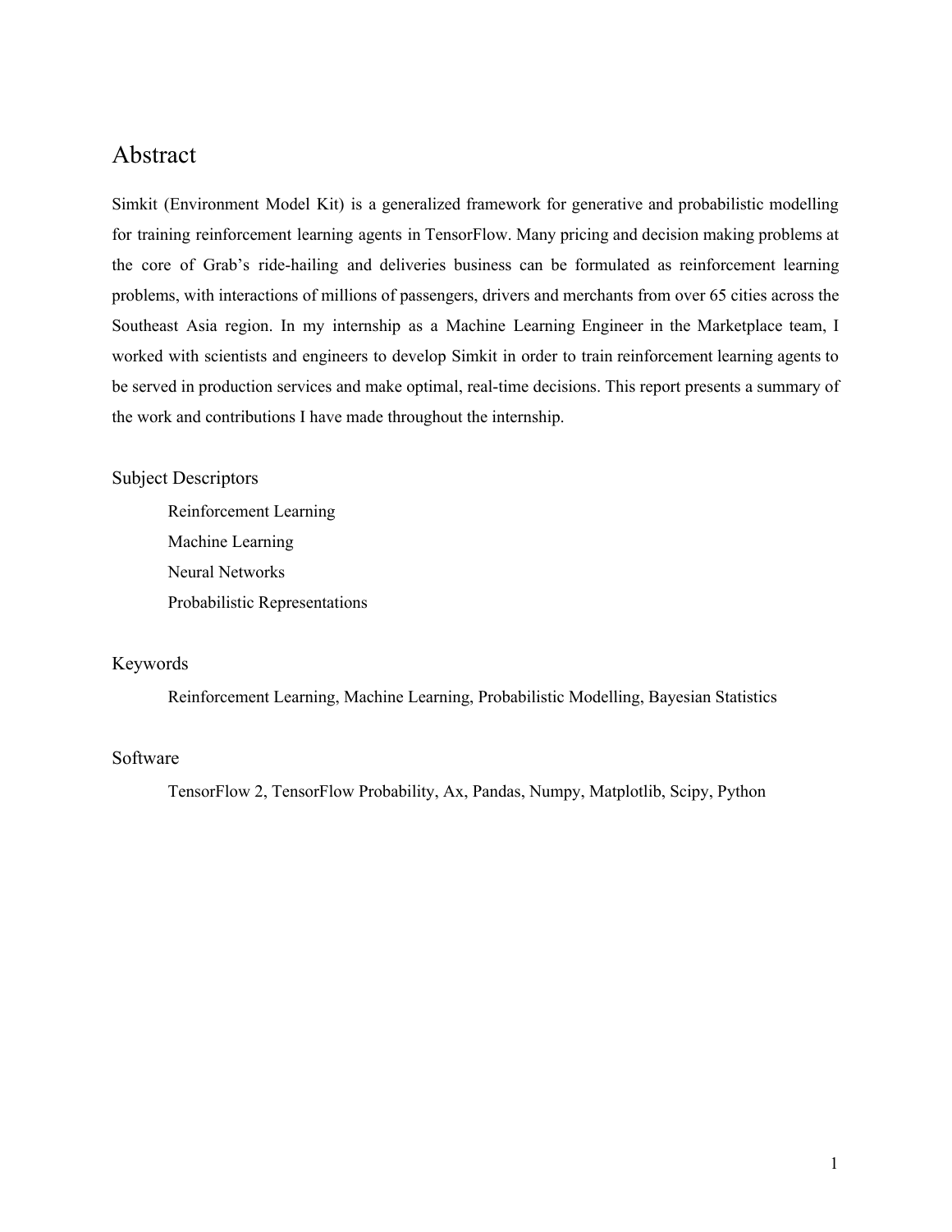# Abstract

Simkit (Environment Model Kit) is a generalized framework for generative and probabilistic modelling for training reinforcement learning agents in TensorFlow. Many pricing and decision making problems at the core of Grab's ride-hailing and deliveries business can be formulated as reinforcement learning problems, with interactions of millions of passengers, drivers and merchants from over 65 cities across the Southeast Asia region. In my internship as a Machine Learning Engineer in the Marketplace team, I worked with scientists and engineers to develop Simkit in order to train reinforcement learning agents to be served in production services and make optimal, real-time decisions. This report presents a summary of the work and contributions I have made throughout the internship.

## Subject Descriptors

Reinforcement Learning

Machine Learning

Neural Networks

Probabilistic Representations

## Keywords

Reinforcement Learning, Machine Learning, Probabilistic Modelling, Bayesian Statistics

## Software

TensorFlow 2, TensorFlow Probability, Ax, Pandas, Numpy, Matplotlib, Scipy, Python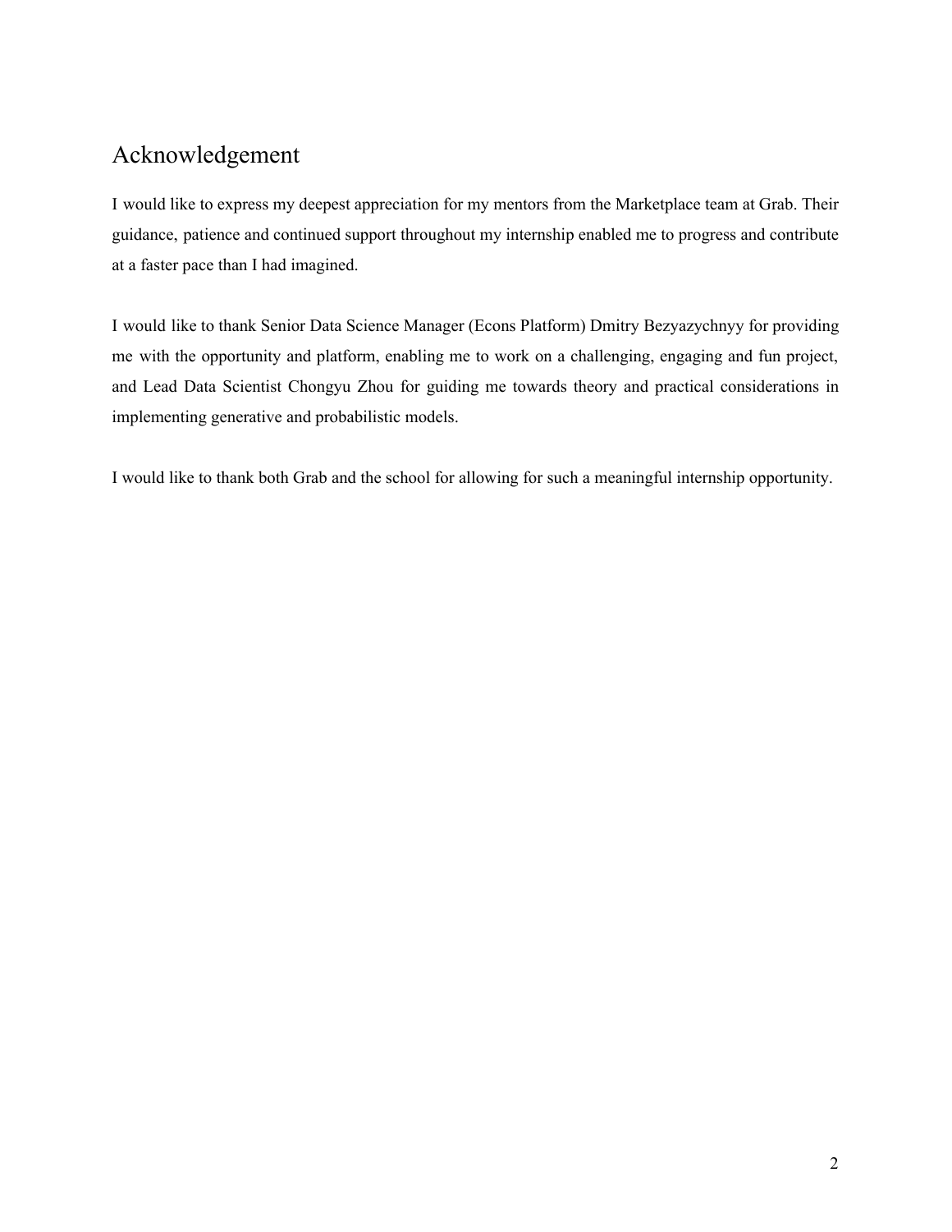# Acknowledgement

I would like to express my deepest appreciation for my mentors from the Marketplace team at Grab. Their guidance, patience and continued support throughout my internship enabled me to progress and contribute at a faster pace than I had imagined.

I would like to thank Senior Data Science Manager (Econs Platform) Dmitry Bezyazychnyy for providing me with the opportunity and platform, enabling me to work on a challenging, engaging and fun project, and Lead Data Scientist Chongyu Zhou for guiding me towards theory and practical considerations in implementing generative and probabilistic models.

I would like to thank both Grab and the school for allowing for such a meaningful internship opportunity.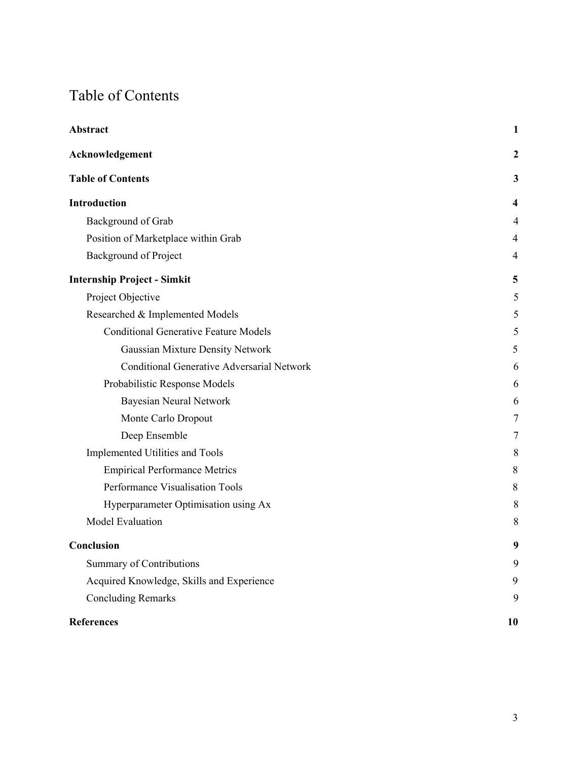# Table of Contents

| | |
|---|---|
| **Abstract** | **1** |
| **Acknowledgement** | **2** |
| **Table of Contents** | **3** |
| **Introduction** | **4** |
| Background of Grab | 4 |
| Position of Marketplace within Grab | 4 |
| Background of Project | 4 |
| **Internship Project - Simkit** | **5** |
| Project Objective | 5 |
| Researched & Implemented Models | 5 |
| Conditional Generative Feature Models | 5 |
| Gaussian Mixture Density Network | 5 |
| Conditional Generative Adversarial Network | 6 |
| Probabilistic Response Models | 6 |
| Bayesian Neural Network | 6 |
| Monte Carlo Dropout | 7 |
| Deep Ensemble | 7 |
| Implemented Utilities and Tools | 8 |
| Empirical Performance Metrics | 8 |
| Performance Visualisation Tools | 8 |
| Hyperparameter Optimisation using Ax | 8 |
| Model Evaluation | 8 |
| **Conclusion** | **9** |
| Summary of Contributions | 9 |
| Acquired Knowledge, Skills and Experience | 9 |
| Concluding Remarks | 9 |
| **References** | **10** |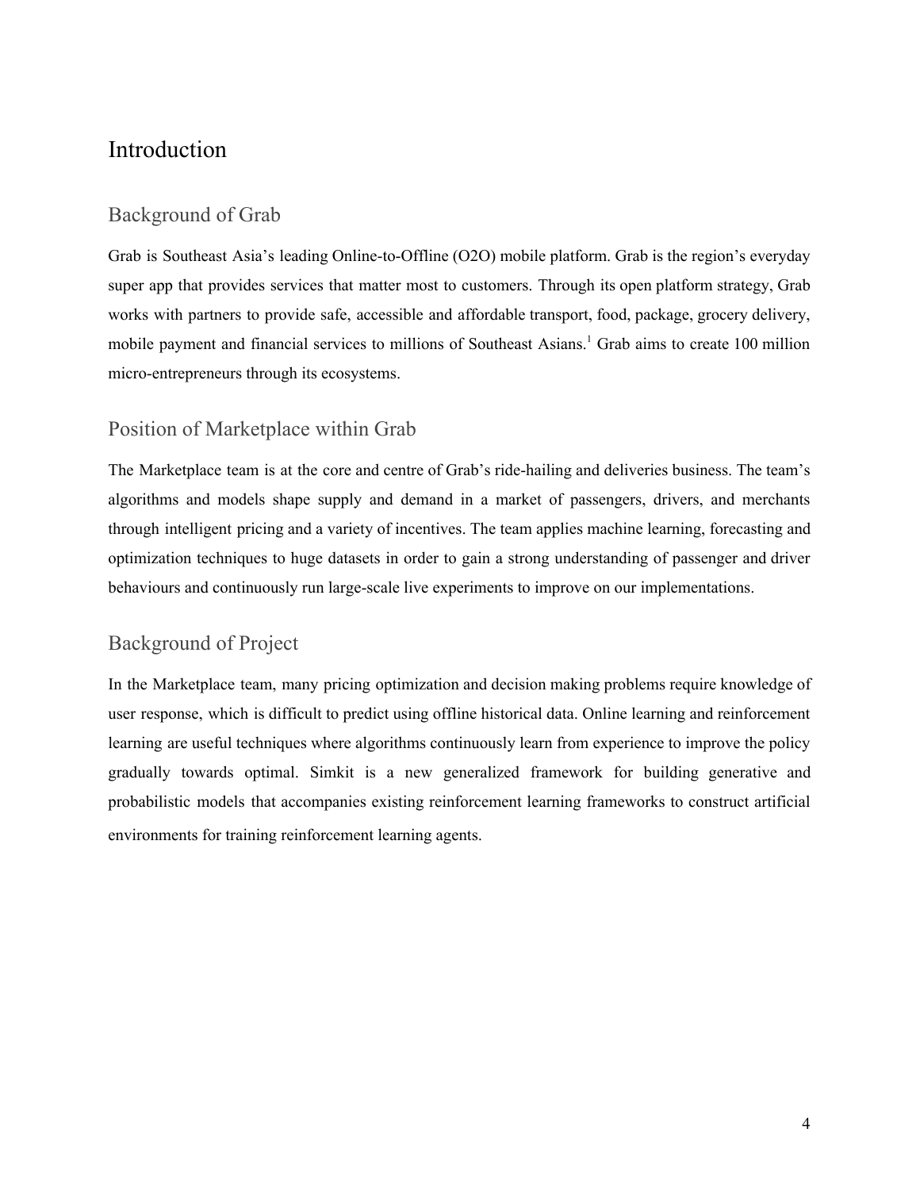# Introduction

## Background of Grab

Grab is Southeast Asia's leading Online-to-Offline (O2O) mobile platform. Grab is the region's everyday super app that provides services that matter most to customers. Through its open platform strategy, Grab works with partners to provide safe, accessible and affordable transport, food, package, grocery delivery, mobile payment and financial services to millions of Southeast Asians.[1] Grab aims to create 100 million micro-entrepreneurs through its ecosystems.

## Position of Marketplace within Grab

The Marketplace team is at the core and centre of Grab's ride-hailing and deliveries business. The team's algorithms and models shape supply and demand in a market of passengers, drivers, and merchants through intelligent pricing and a variety of incentives. The team applies machine learning, forecasting and optimization techniques to huge datasets in order to gain a strong understanding of passenger and driver behaviours and continuously run large-scale live experiments to improve on our implementations.

## Background of Project

In the Marketplace team, many pricing optimization and decision making problems require knowledge of user response, which is difficult to predict using offline historical data. Online learning and reinforcement learning are useful techniques where algorithms continuously learn from experience to improve the policy gradually towards optimal. Simkit is a new generalized framework for building generative and probabilistic models that accompanies existing reinforcement learning frameworks to construct artificial environments for training reinforcement learning agents.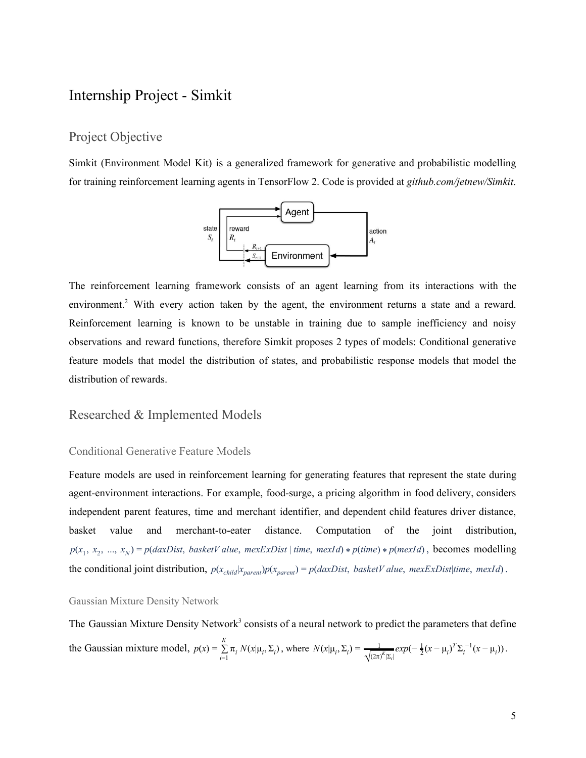# Internship Project - Simkit

## Project Objective

Simkit (Environment Model Kit) is a generalized framework for generative and probabilistic modelling for training reinforcement learning agents in TensorFlow 2. Code is provided at *github.com/jetnew/Simkit*.

The reinforcement learning framework consists of an agent learning from its interactions with the environment.[2] With every action taken by the agent, the environment returns a state and a reward. Reinforcement learning is known to be unstable in training due to sample inefficiency and noisy observations and reward functions, therefore Simkit proposes 2 types of models: Conditional generative feature models that model the distribution of states, and probabilistic response models that model the distribution of rewards.

## Researched & Implemented Models

### Conditional Generative Feature Models

Feature models are used in reinforcement learning for generating features that represent the state during agent-environment interactions. For example, food-surge, a pricing algorithm in food delivery, considers independent parent features, time and merchant identifier, and dependent child features driver distance, basket value and merchant-to-eater distance. Computation of the joint distribution, $p(x_1, x_2, ..., x_N) = p(daxDist, basketValue, mexExDist \mid time, mexId) * p(time) * p(mexId)$, becomes modelling the conditional joint distribution, $p(x_{child}|x_{parent})p(x_{parent}) = p(daxDist, basketValue, mexExDist|time, mexId)$.

#### Gaussian Mixture Density Network

The Gaussian Mixture Density Network[3] consists of a neural network to predict the parameters that define the Gaussian mixture model, $p(x) = \sum_{i=1}^{K} \pi_i N(x|\mu_i, \Sigma_i)$, where $N(x|\mu_i, \Sigma_i) = \frac{1}{\sqrt{(2\pi)^K |\Sigma_i|}} exp(-\frac{1}{2}(x - \mu_i)^T \Sigma_i^{-1}(x - \mu_i))$.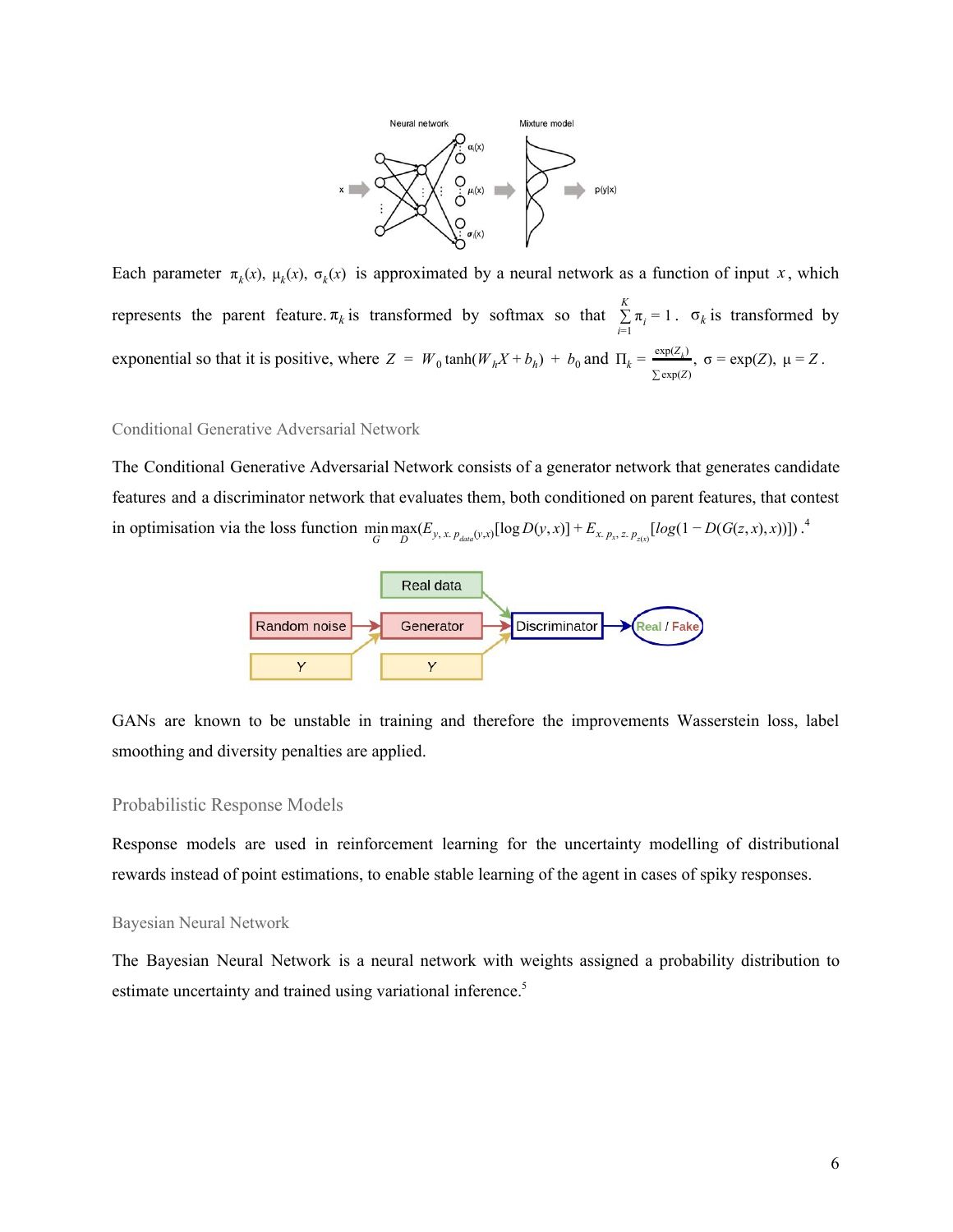Each parameter $\pi_k(x)$, $\mu_k(x)$, $\sigma_k(x)$ is approximated by a neural network as a function of input $x$, which represents the parent feature. $\pi_k$ is transformed by softmax so that $\sum_{i=1}^{K} \pi_i = 1$. $\sigma_k$ is transformed by exponential so that it is positive, where $Z = W_0 \tanh(W_h X + b_h) + b_0$ and $\Pi_k = \frac{\exp(Z_k)}{\sum \exp(Z)}$, $\sigma = \exp(Z)$, $\mu = Z$.

### Conditional Generative Adversarial Network

The Conditional Generative Adversarial Network consists of a generator network that generates candidate features and a discriminator network that evaluates them, both conditioned on parent features, that contest in optimisation via the loss function $\min_G \max_D (E_{y,x \sim p_{data}(y,x)}[\log D(y,x)] + E_{x \sim p_x, z \sim p_{z(x)}}[log(1 - D(G(z,x),x))])$.[4]

GANs are known to be unstable in training and therefore the improvements Wasserstein loss, label smoothing and diversity penalties are applied.

### Probabilistic Response Models

Response models are used in reinforcement learning for the uncertainty modelling of distributional rewards instead of point estimations, to enable stable learning of the agent in cases of spiky responses.

### Bayesian Neural Network

The Bayesian Neural Network is a neural network with weights assigned a probability distribution to estimate uncertainty and trained using variational inference.[5]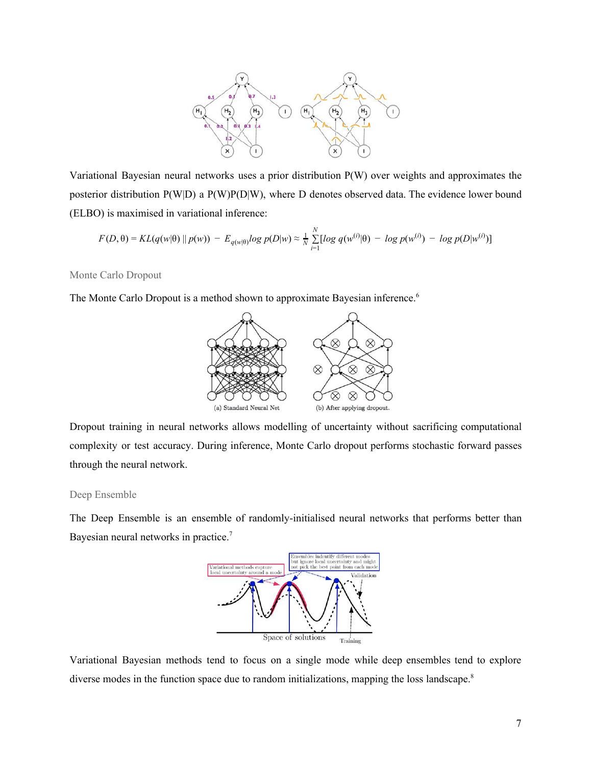Variational Bayesian neural networks uses a prior distribution P(W) over weights and approximates the posterior distribution P(W|D) a P(W)P(D|W), where D denotes observed data. The evidence lower bound (ELBO) is maximised in variational inference:

$$F(D,\theta) = KL(q(w|\theta) \,||\, p(w)) - E_{q(w|\theta)} log\, p(D|w) \approx \frac{1}{N}\sum_{i=1}^{N}[log\, q(w^{(i)}|\theta) - log\, p(w^{(i)}) - log\, p(D|w^{(i)})]$$

### Monte Carlo Dropout

The Monte Carlo Dropout is a method shown to approximate Bayesian inference.[6]

(a) Standard Neural Net (b) After applying dropout.

Dropout training in neural networks allows modelling of uncertainty without sacrificing computational complexity or test accuracy. During inference, Monte Carlo dropout performs stochastic forward passes through the neural network.

### Deep Ensemble

The Deep Ensemble is an ensemble of randomly-initialised neural networks that performs better than Bayesian neural networks in practice.[7]

Variational Bayesian methods tend to focus on a single mode while deep ensembles tend to explore diverse modes in the function space due to random initializations, mapping the loss landscape.[8]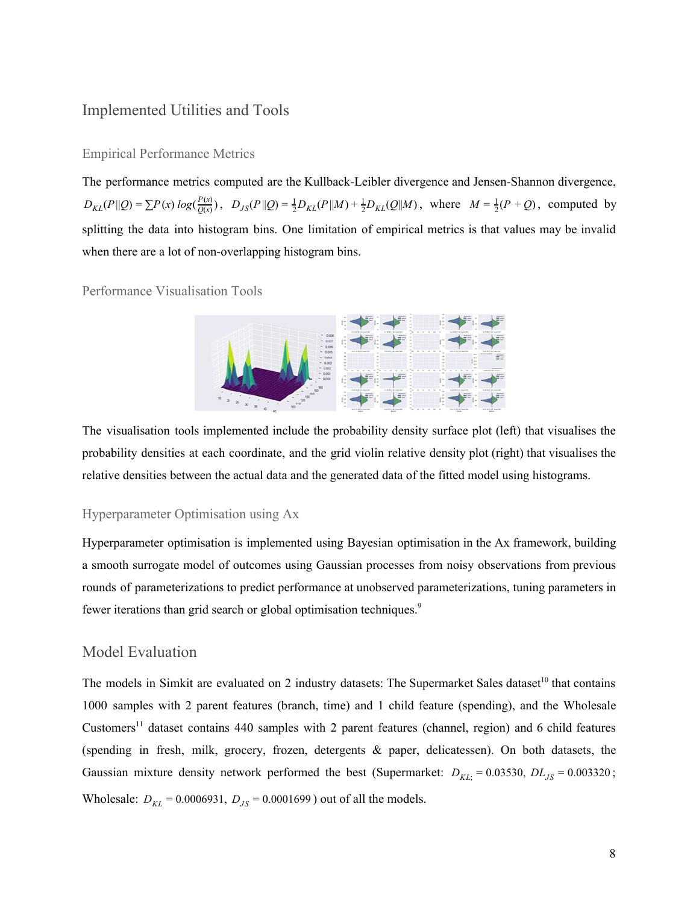## Implemented Utilities and Tools

### Empirical Performance Metrics

The performance metrics computed are the Kullback-Leibler divergence and Jensen-Shannon divergence, $D_{KL}(P||Q) = \sum P(x)\, log(\frac{P(x)}{Q(x)})$, $D_{JS}(P||Q) = \frac{1}{2}D_{KL}(P||M) + \frac{1}{2}D_{KL}(Q||M)$, where $M = \frac{1}{2}(P+Q)$, computed by splitting the data into histogram bins. One limitation of empirical metrics is that values may be invalid when there are a lot of non-overlapping histogram bins.

### Performance Visualisation Tools

The visualisation tools implemented include the probability density surface plot (left) that visualises the probability densities at each coordinate, and the grid violin relative density plot (right) that visualises the relative densities between the actual data and the generated data of the fitted model using histograms.

### Hyperparameter Optimisation using Ax

Hyperparameter optimisation is implemented using Bayesian optimisation in the Ax framework, building a smooth surrogate model of outcomes using Gaussian processes from noisy observations from previous rounds of parameterizations to predict performance at unobserved parameterizations, tuning parameters in fewer iterations than grid search or global optimisation techniques.[9]

## Model Evaluation

The models in Simkit are evaluated on 2 industry datasets: The Supermarket Sales dataset[10] that contains 1000 samples with 2 parent features (branch, time) and 1 child feature (spending), and the Wholesale Customers[11] dataset contains 440 samples with 2 parent features (channel, region) and 6 child features (spending in fresh, milk, grocery, frozen, detergents & paper, delicatessen). On both datasets, the Gaussian mixture density network performed the best (Supermarket: $D_{KL;} = 0.03530$, $DL_{JS} = 0.003320$; Wholesale: $D_{KL} = 0.0006931$, $D_{JS} = 0.0001699$) out of all the models.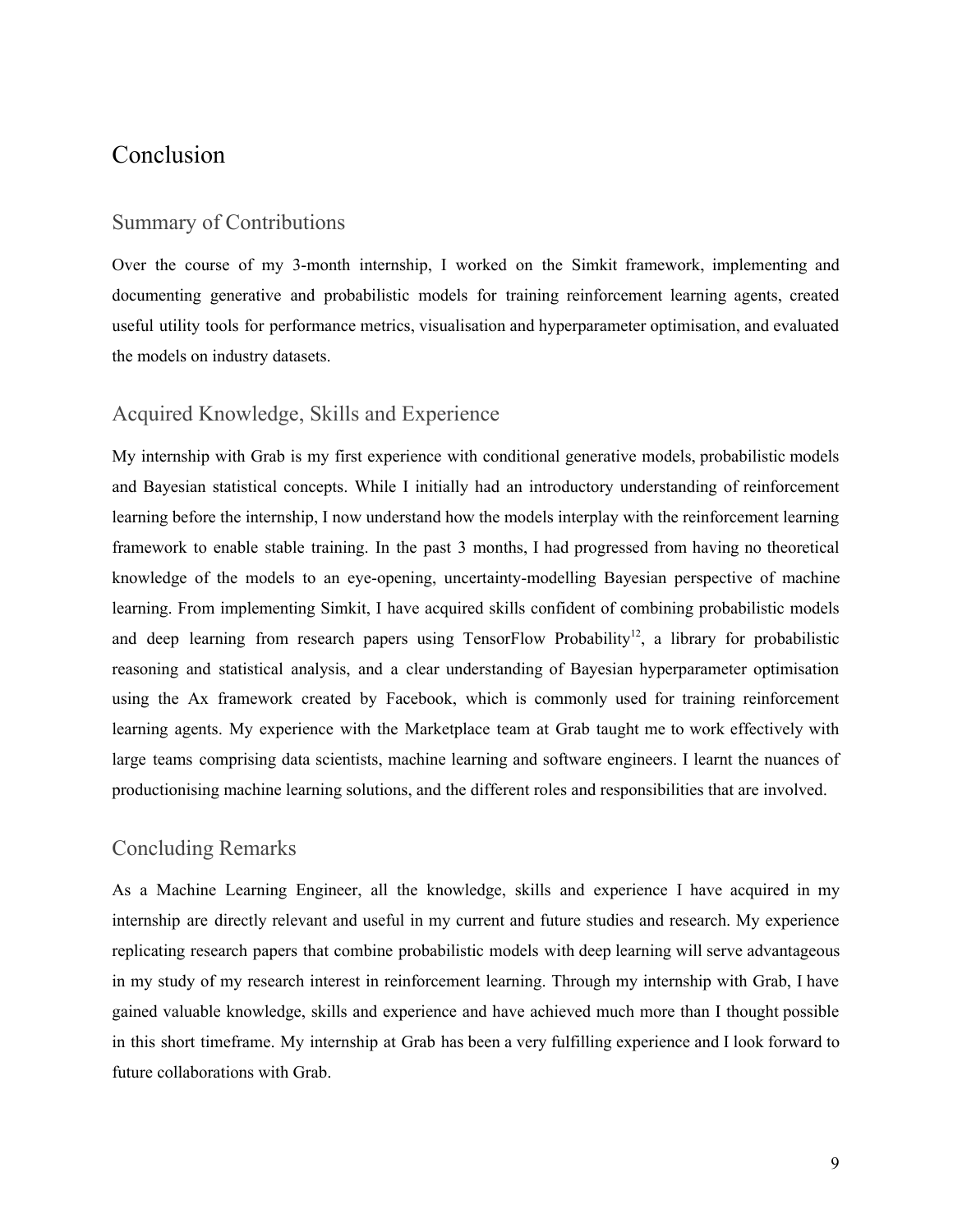# Conclusion

## Summary of Contributions

Over the course of my 3-month internship, I worked on the Simkit framework, implementing and documenting generative and probabilistic models for training reinforcement learning agents, created useful utility tools for performance metrics, visualisation and hyperparameter optimisation, and evaluated the models on industry datasets.

## Acquired Knowledge, Skills and Experience

My internship with Grab is my first experience with conditional generative models, probabilistic models and Bayesian statistical concepts. While I initially had an introductory understanding of reinforcement learning before the internship, I now understand how the models interplay with the reinforcement learning framework to enable stable training. In the past 3 months, I had progressed from having no theoretical knowledge of the models to an eye-opening, uncertainty-modelling Bayesian perspective of machine learning. From implementing Simkit, I have acquired skills confident of combining probabilistic models and deep learning from research papers using TensorFlow Probability[12], a library for probabilistic reasoning and statistical analysis, and a clear understanding of Bayesian hyperparameter optimisation using the Ax framework created by Facebook, which is commonly used for training reinforcement learning agents. My experience with the Marketplace team at Grab taught me to work effectively with large teams comprising data scientists, machine learning and software engineers. I learnt the nuances of productionising machine learning solutions, and the different roles and responsibilities that are involved.

## Concluding Remarks

As a Machine Learning Engineer, all the knowledge, skills and experience I have acquired in my internship are directly relevant and useful in my current and future studies and research. My experience replicating research papers that combine probabilistic models with deep learning will serve advantageous in my study of my research interest in reinforcement learning. Through my internship with Grab, I have gained valuable knowledge, skills and experience and have achieved much more than I thought possible in this short timeframe. My internship at Grab has been a very fulfilling experience and I look forward to future collaborations with Grab.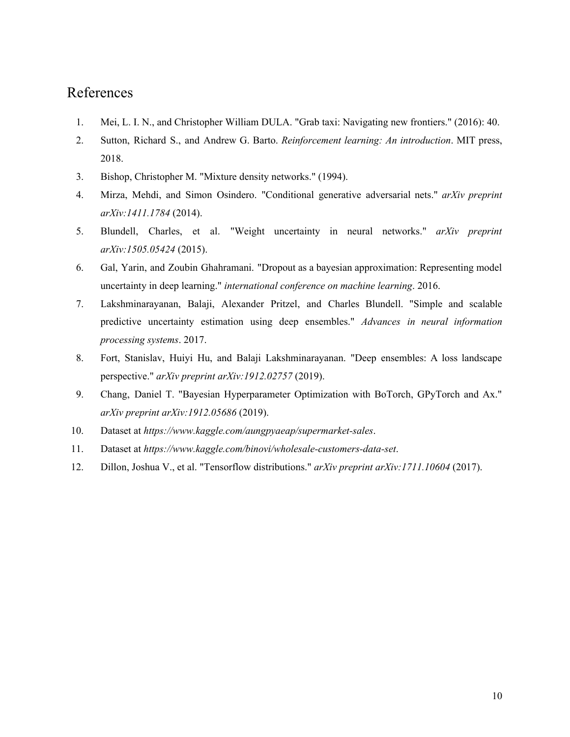## References

1. Mei, L. I. N., and Christopher William DULA. "Grab taxi: Navigating new frontiers." (2016): 40.
2. Sutton, Richard S., and Andrew G. Barto. *Reinforcement learning: An introduction*. MIT press, 2018.
3. Bishop, Christopher M. "Mixture density networks." (1994).
4. Mirza, Mehdi, and Simon Osindero. "Conditional generative adversarial nets." *arXiv preprint arXiv:1411.1784* (2014).
5. Blundell, Charles, et al. "Weight uncertainty in neural networks." *arXiv preprint arXiv:1505.05424* (2015).
6. Gal, Yarin, and Zoubin Ghahramani. "Dropout as a bayesian approximation: Representing model uncertainty in deep learning." *international conference on machine learning*. 2016.
7. Lakshminarayanan, Balaji, Alexander Pritzel, and Charles Blundell. "Simple and scalable predictive uncertainty estimation using deep ensembles." *Advances in neural information processing systems*. 2017.
8. Fort, Stanislav, Huiyi Hu, and Balaji Lakshminarayanan. "Deep ensembles: A loss landscape perspective." *arXiv preprint arXiv:1912.02757* (2019).
9. Chang, Daniel T. "Bayesian Hyperparameter Optimization with BoTorch, GPyTorch and Ax." *arXiv preprint arXiv:1912.05686* (2019).
10. Dataset at *https://www.kaggle.com/aungpyaeap/supermarket-sales*.
11. Dataset at *https://www.kaggle.com/binovi/wholesale-customers-data-set*.
12. Dillon, Joshua V., et al. "Tensorflow distributions." *arXiv preprint arXiv:1711.10604* (2017).